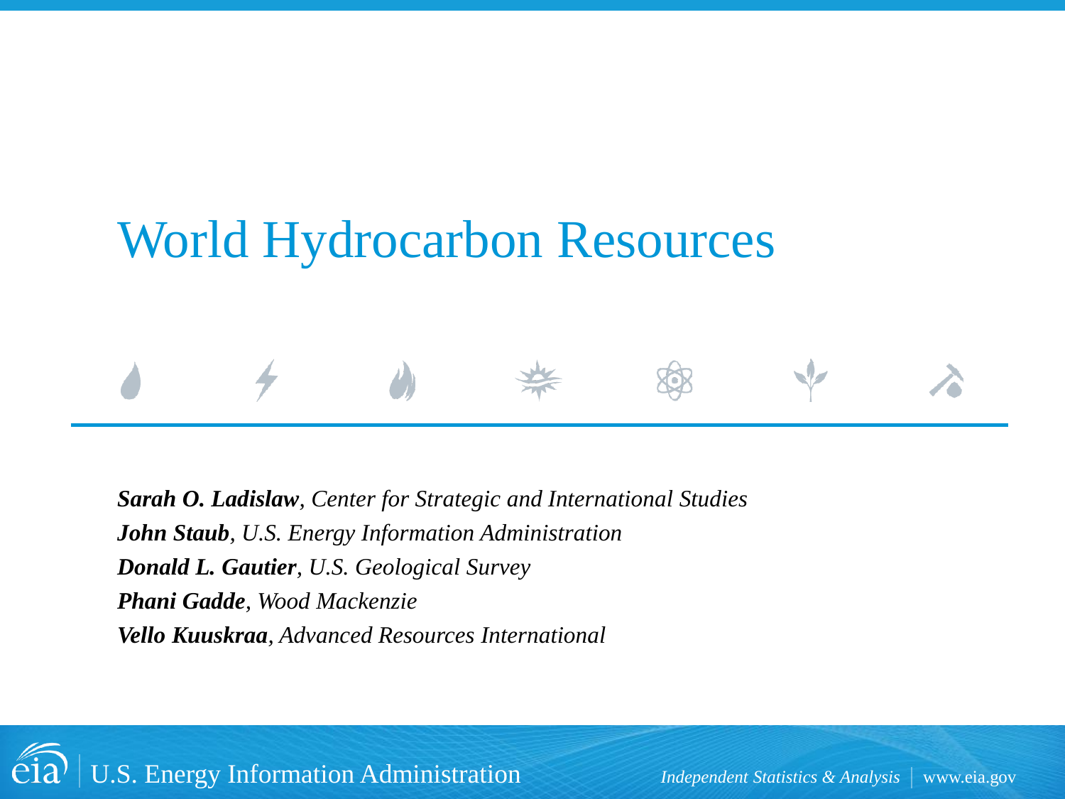# World Hydrocarbon Resources

***Sarah O. Ladislaw****, Center for Strategic and International Studies*

***John Staub****, U.S. Energy Information Administration*

***Donald L. Gautier****, U.S. Geological Survey*

***Phani Gadde****, Wood Mackenzie*

***Vello Kuuskraa****, Advanced Resources International*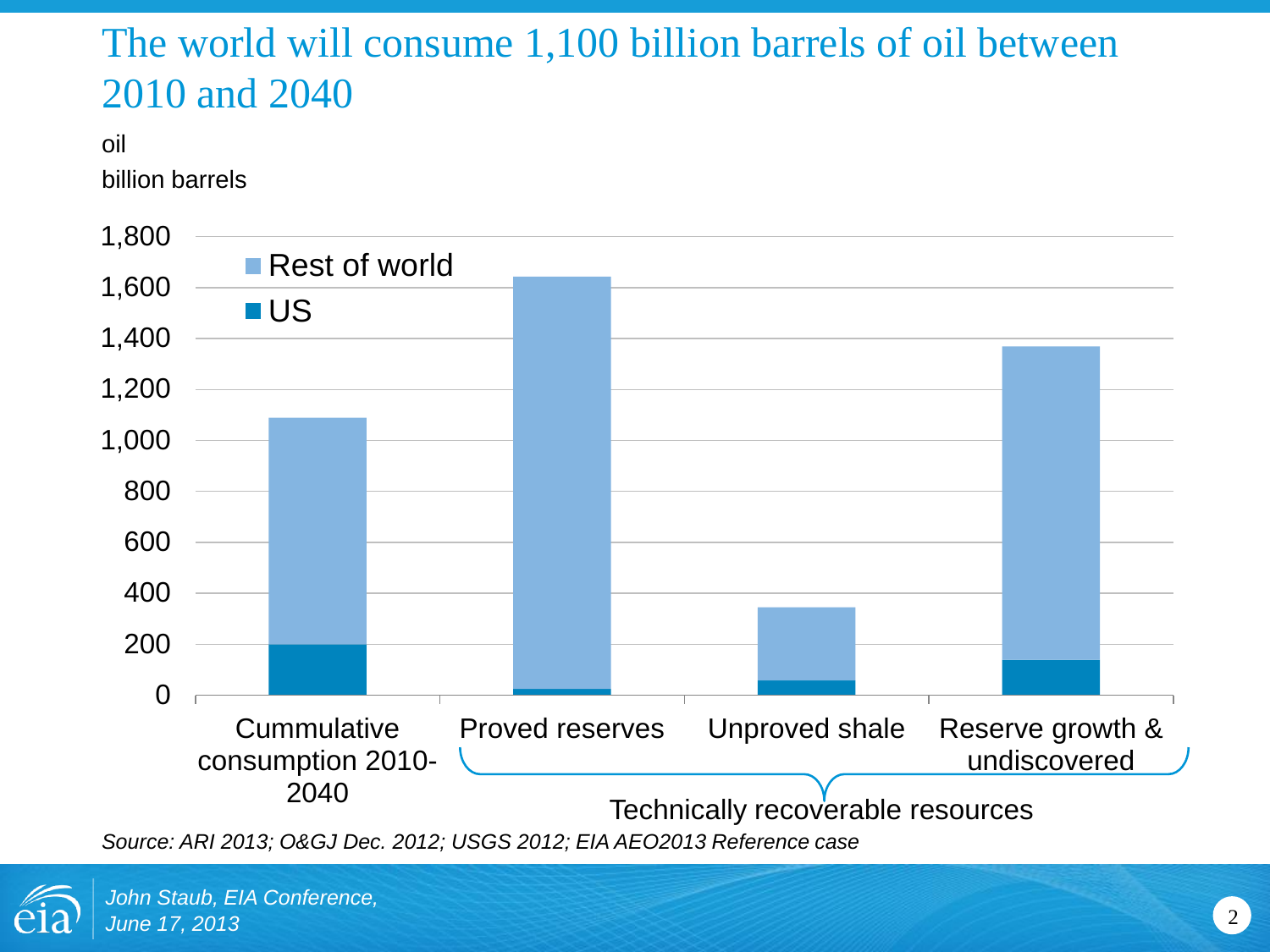# The world will consume 1,100 billion barrels of oil between 2010 and 2040

oil
billion barrels

| | Rest of world | US |
|---|---|---|
| Cummulative consumption 2010-2040 | ~890 | ~200 |
| Proved reserves | ~1,620 | ~25 |
| Unproved shale | ~285 | ~60 |
| Reserve growth & undiscovered | ~1,230 | ~140 |

Proved reserves, Unproved shale, and Reserve growth & undiscovered: Technically recoverable resources

*Source: ARI 2013; O&GJ Dec. 2012; USGS 2012; EIA AEO2013 Reference case*

*John Staub, EIA Conference, June 17, 2013*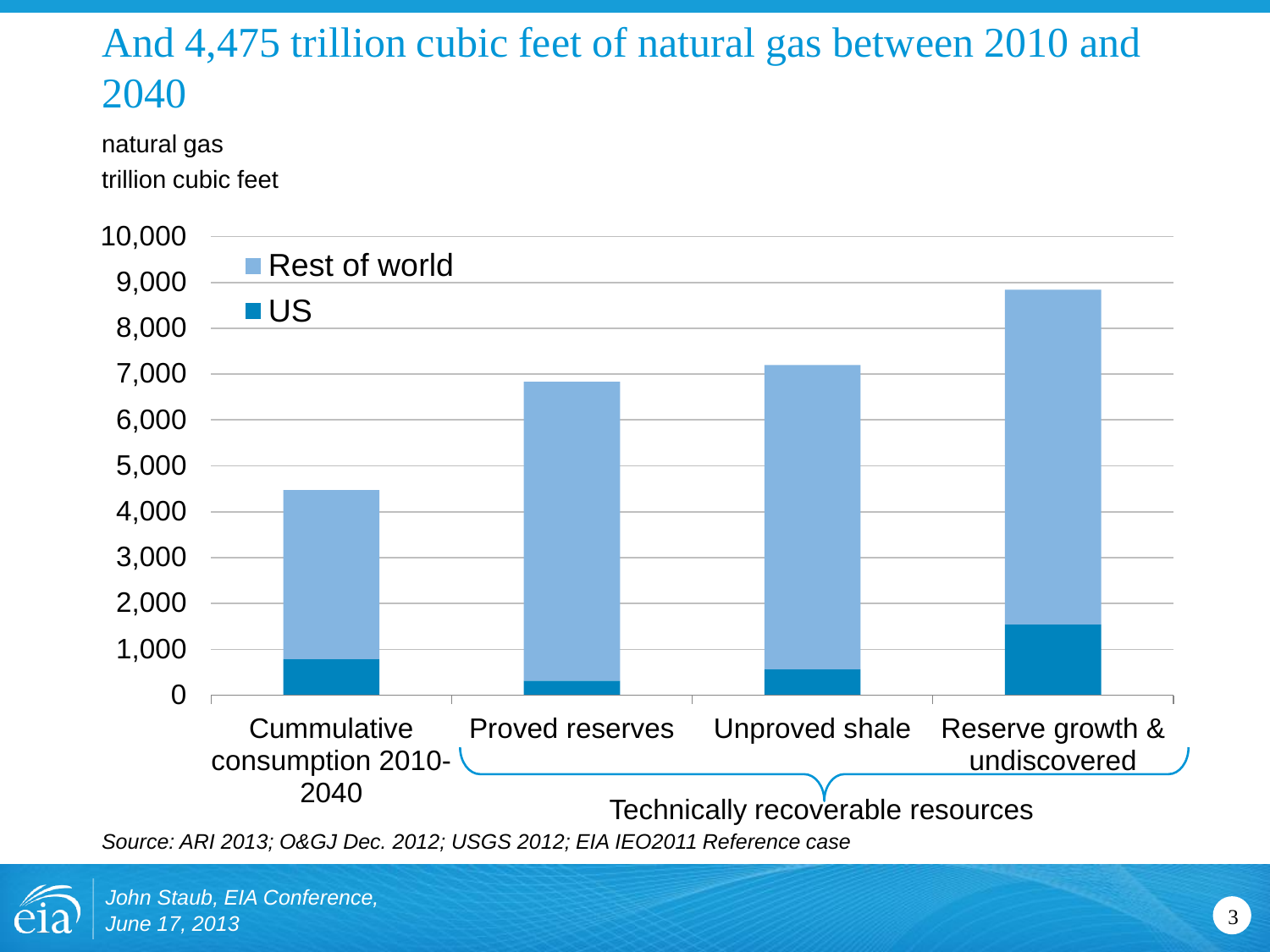# And 4,475 trillion cubic feet of natural gas between 2010 and 2040

natural gas
trillion cubic feet

| | Cummulative consumption 2010-2040 | Proved reserves | Unproved shale | Reserve growth & undiscovered |
|---|---|---|---|---|
| US | ~800 | ~300 | ~550 | ~1,550 |
| Rest of world | ~3,675 | ~6,500 | ~6,650 | ~7,300 |
| Total | ~4,475 | ~6,800 | ~7,200 | ~8,850 |

Proved reserves, Unproved shale, and Reserve growth & undiscovered: Technically recoverable resources

*Source: ARI 2013; O&GJ Dec. 2012; USGS 2012; EIA IEO2011 Reference case*

*John Staub, EIA Conference, June 17, 2013*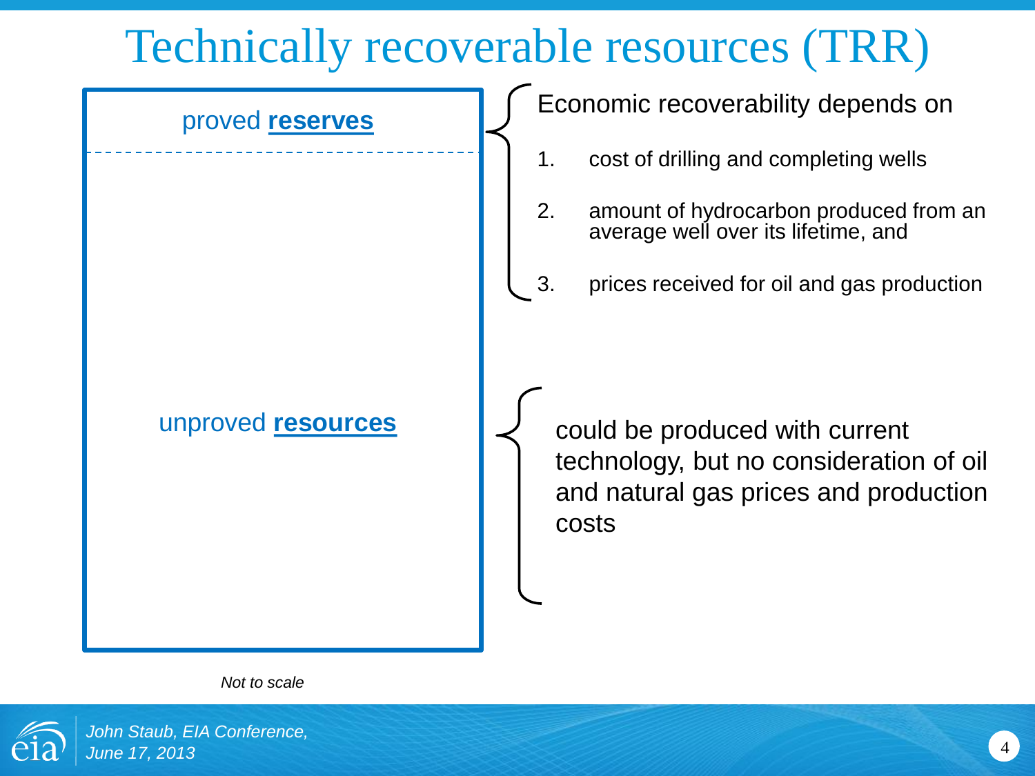# Technically recoverable resources (TRR)

proved **reserves**

Economic recoverability depends on

1. cost of drilling and completing wells
2. amount of hydrocarbon produced from an average well over its lifetime, and
3. prices received for oil and gas production

unproved **resources**

could be produced with current technology, but no consideration of oil and natural gas prices and production costs

*Not to scale*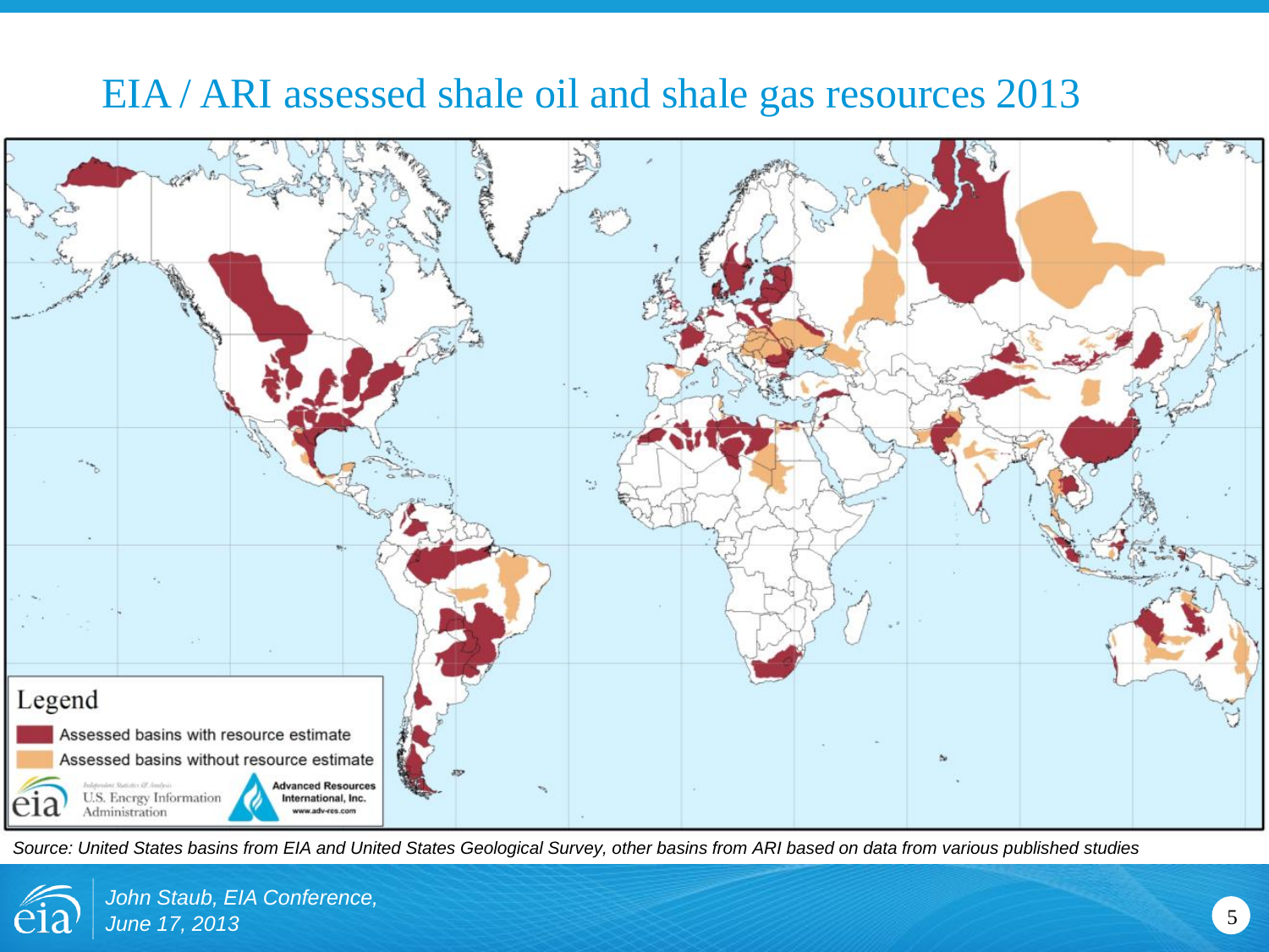# EIA / ARI assessed shale oil and shale gas resources 2013

Legend

- Assessed basins with resource estimate
- Assessed basins without resource estimate

*Source: United States basins from EIA and United States Geological Survey, other basins from ARI based on data from various published studies*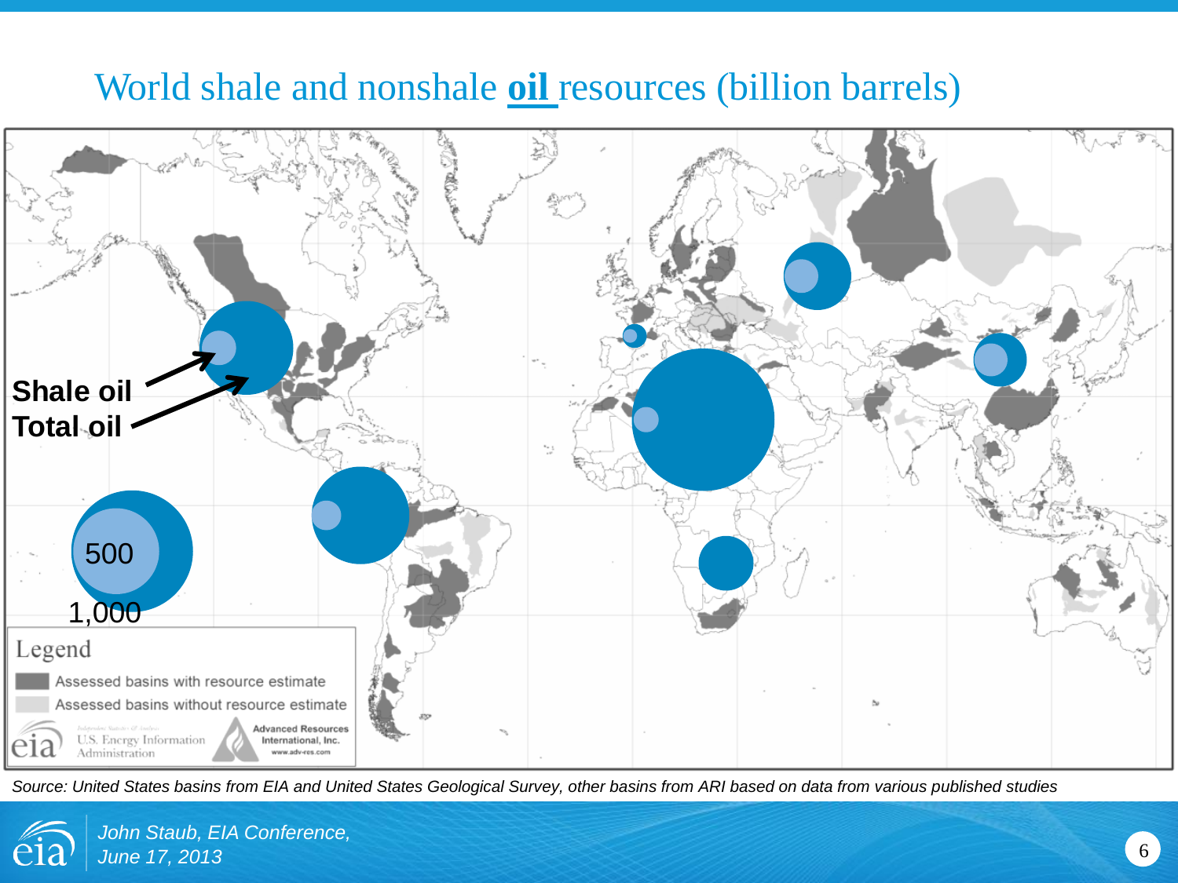# World shale and nonshale **oil** resources (billion barrels)

Shale oil

Total oil

500

1,000

Legend

Assessed basins with resource estimate

Assessed basins without resource estimate

*Source: United States basins from EIA and United States Geological Survey, other basins from ARI based on data from various published studies*

*John Staub, EIA Conference, June 17, 2013*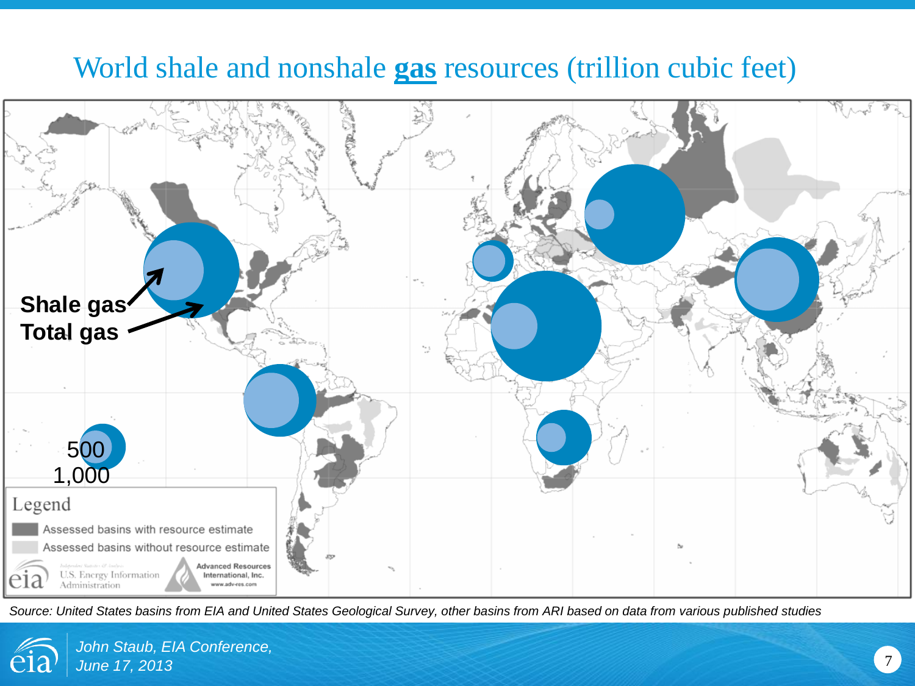# World shale and nonshale **gas** resources (trillion cubic feet)

Shale gas

Total gas

500

1,000

Legend

Assessed basins with resource estimate

Assessed basins without resource estimate

*Source: United States basins from EIA and United States Geological Survey, other basins from ARI based on data from various published studies*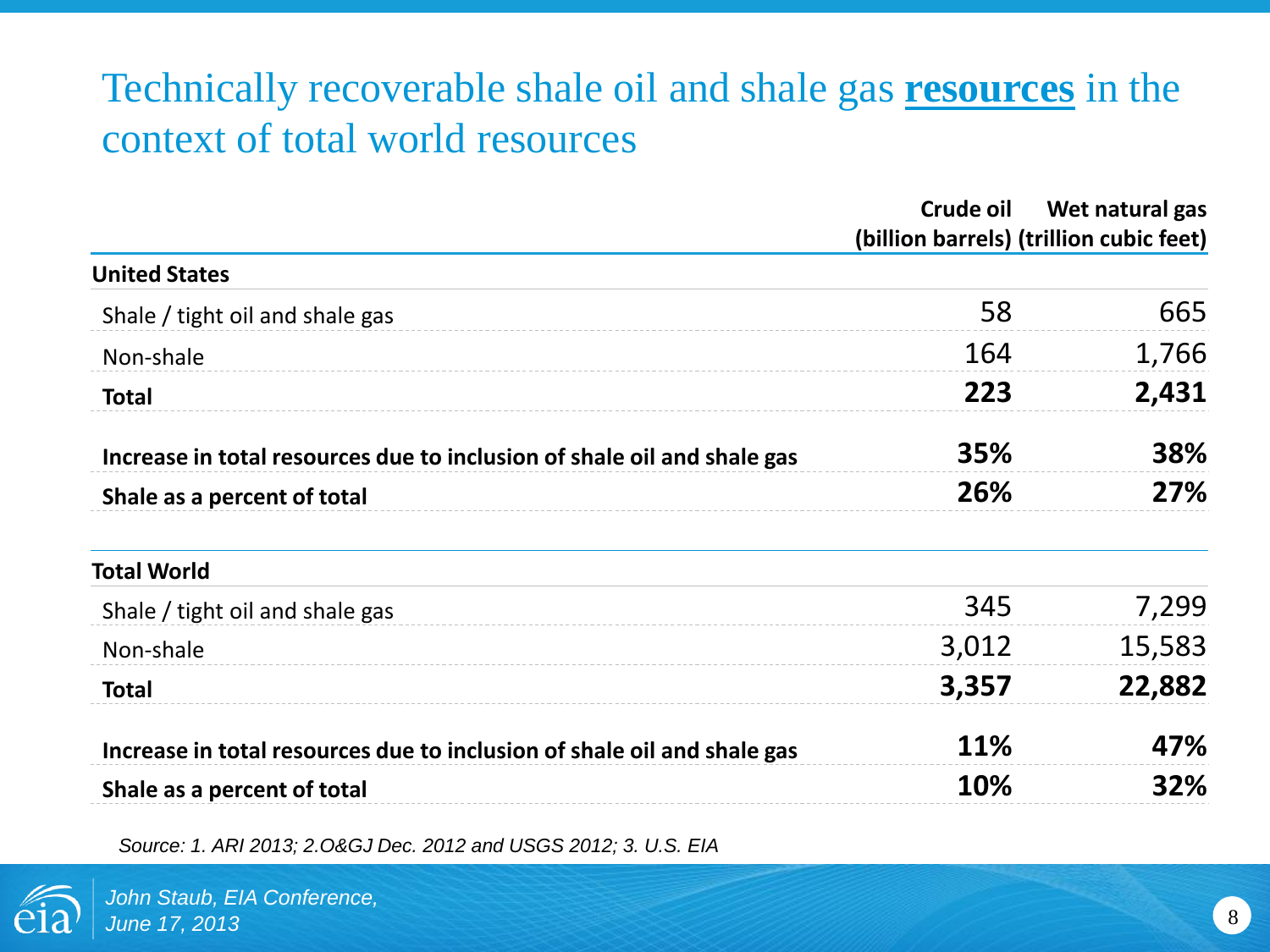# Technically recoverable shale oil and shale gas **resources** in the context of total world resources

| | Crude oil (billion barrels) | Wet natural gas (trillion cubic feet) |
|---|---|---|
| **United States** | | |
| Shale / tight oil and shale gas | 58 | 665 |
| Non-shale | 164 | 1,766 |
| **Total** | **223** | **2,431** |
| **Increase in total resources due to inclusion of shale oil and shale gas** | **35%** | **38%** |
| **Shale as a percent of total** | **26%** | **27%** |
| **Total World** | | |
| Shale / tight oil and shale gas | 345 | 7,299 |
| Non-shale | 3,012 | 15,583 |
| **Total** | **3,357** | **22,882** |
| **Increase in total resources due to inclusion of shale oil and shale gas** | **11%** | **47%** |
| **Shale as a percent of total** | **10%** | **32%** |

*Source: 1. ARI 2013; 2.O&GJ Dec. 2012 and USGS 2012; 3. U.S. EIA*

*John Staub, EIA Conference, June 17, 2013*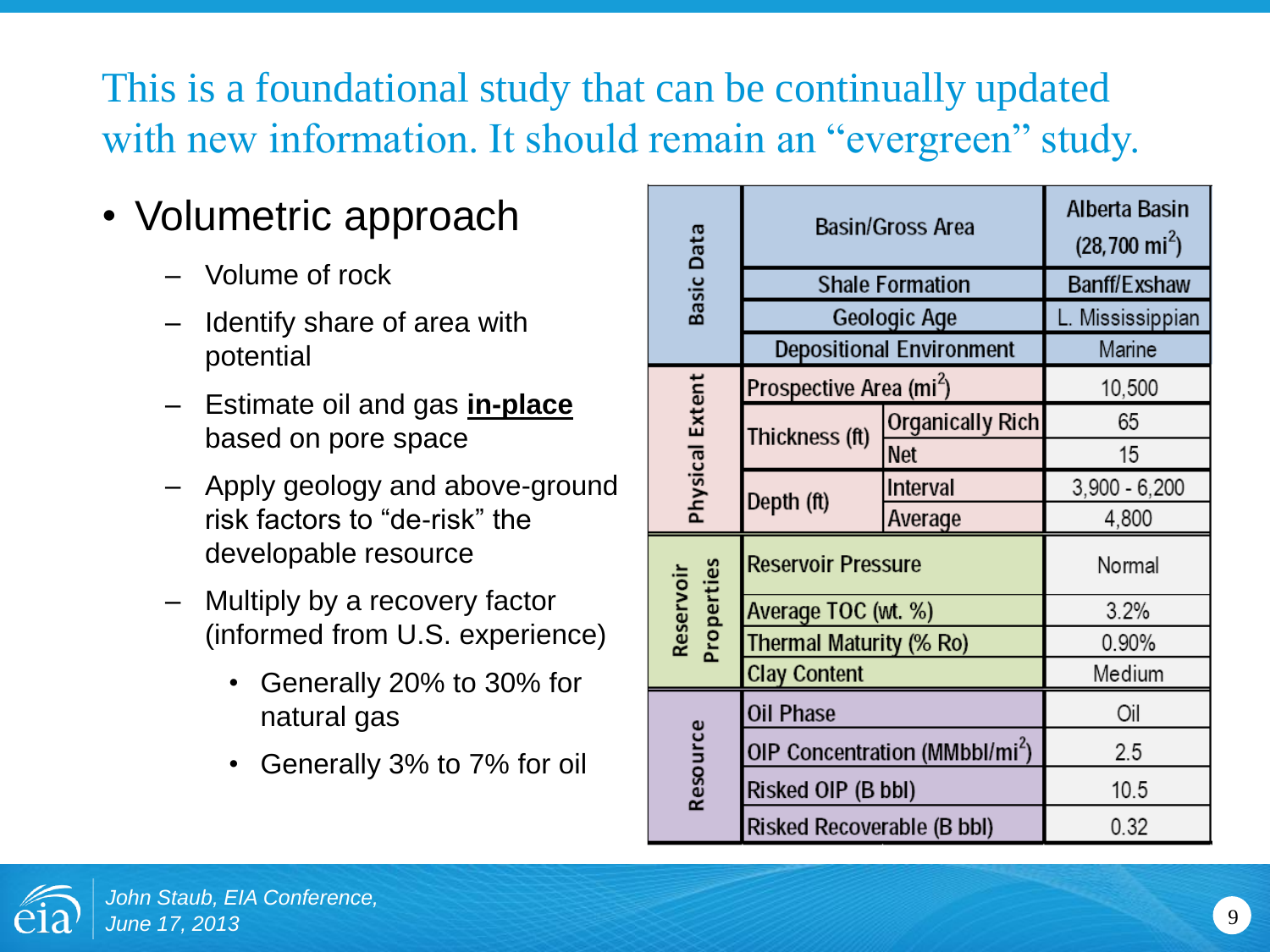# This is a foundational study that can be continually updated with new information. It should remain an "evergreen" study.

- Volumetric approach
  - Volume of rock
  - Identify share of area with potential
  - Estimate oil and gas **in-place** based on pore space
  - Apply geology and above-ground risk factors to "de-risk" the developable resource
  - Multiply by a recovery factor (informed from U.S. experience)
    - Generally 20% to 30% for natural gas
    - Generally 3% to 7% for oil

| | | | |
|---|---|---|---|
| Basic Data | Basin/Gross Area | | Alberta Basin (28,700 $mi^2$) |
| | Shale Formation | | Banff/Exshaw |
| | Geologic Age | | L. Mississippian |
| | Depositional Environment | | Marine |
| Physical Extent | Prospective Area ($mi^2$) | | 10,500 |
| | Thickness (ft) | Organically Rich | 65 |
| | | Net | 15 |
| | Depth (ft) | Interval | 3,900 - 6,200 |
| | | Average | 4,800 |
| Reservoir Properties | Reservoir Pressure | | Normal |
| | Average TOC (wt. %) | | 3.2% |
| | Thermal Maturity (% Ro) | | 0.90% |
| | Clay Content | | Medium |
| Resource | Oil Phase | | Oil |
| | OIP Concentration (MMbbl/$mi^2$) | | 2.5 |
| | Risked OIP (B bbl) | | 10.5 |
| | Risked Recoverable (B bbl) | | 0.32 |

*John Staub, EIA Conference, June 17, 2013*